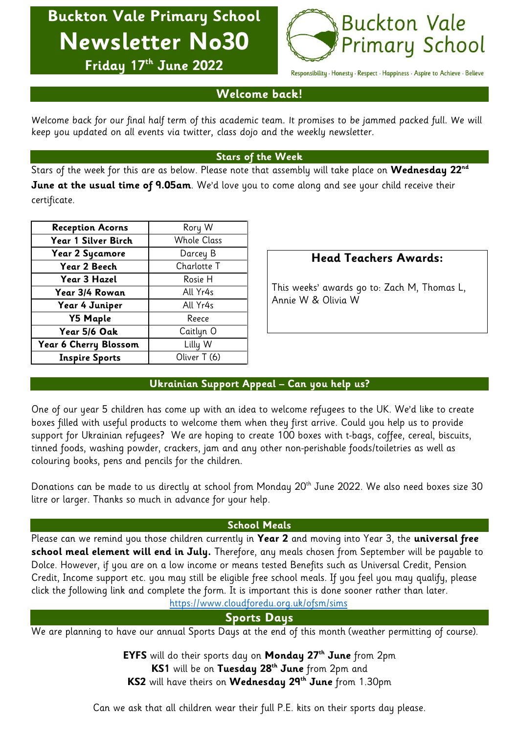# Buckton Vale Primary School

# Newsletter No30

**Friday 17th June 2022**

Buckton Vale Primary School

Responsibility · Honesty · Respect · Happiness · Aspire to Achieve · Believe

## Welcome back!

Welcome back for our final half term of this academic team. It promises to be jammed packed full. We will keep you updated on all events via twitter, class dojo and the weekly newsletter.

## Stars of the Week

Stars of the week for this are as below. Please note that assembly will take place on **Wednesday 22nd June at the usual time of 9.05am**. We'd love you to come along and see your child receive their certificate.

| Class | Star |
|---|---|
| **Reception Acorns** | Rory W |
| **Year 1 Silver Birch** | Whole Class |
| **Year 2 Sycamore** | Darcey B |
| **Year 2 Beech** | Charlotte T |
| **Year 3 Hazel** | Rosie H |
| **Year 3/4 Rowan** | All Yr4s |
| **Year 4 Juniper** | All Yr4s |
| **Y5 Maple** | Reece |
| **Year 5/6 Oak** | Caitlyn O |
| **Year 6 Cherry Blossom** | Lilly W |
| **Inspire Sports** | Oliver T (6) |

### Head Teachers Awards:

This weeks' awards go to: Zach M, Thomas L, Annie W & Olivia W

## Ukrainian Support Appeal – Can you help us?

One of our year 5 children has come up with an idea to welcome refugees to the UK. We'd like to create boxes filled with useful products to welcome them when they first arrive. Could you help us to provide support for Ukrainian refugees? We are hoping to create 100 boxes with t-bags, coffee, cereal, biscuits, tinned foods, washing powder, crackers, jam and any other non-perishable foods/toiletries as well as colouring books, pens and pencils for the children.

Donations can be made to us directly at school from Monday 20th June 2022. We also need boxes size 30 litre or larger. Thanks so much in advance for your help.

## School Meals

Please can we remind you those children currently in **Year 2** and moving into Year 3, the **universal free school meal element will end in July.** Therefore, any meals chosen from September will be payable to Dolce. However, if you are on a low income or means tested Benefits such as Universal Credit, Pension Credit, Income support etc. you may still be eligible free school meals. If you feel you may qualify, please click the following link and complete the form. It is important this is done sooner rather than later.

https://www.cloudforedu.org.uk/ofsm/sims

## Sports Days

We are planning to have our annual Sports Days at the end of this month (weather permitting of course).

**EYFS** will do their sports day on **Monday 27th June** from 2pm
**KS1** will be on **Tuesday 28th June** from 2pm and
**KS2** will have theirs on **Wednesday 29th June** from 1.30pm

Can we ask that all children wear their full P.E. kits on their sports day please.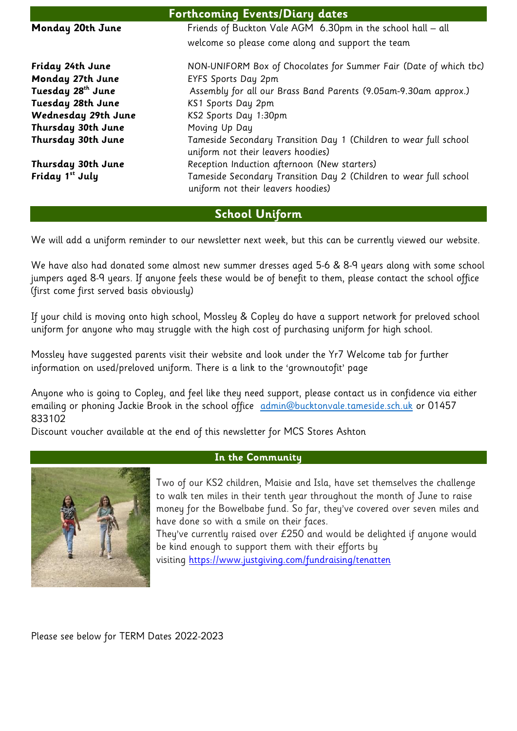## Forthcoming Events/Diary dates

| | |
|---|---|
| **Monday 20th June** | Friends of Buckton Vale AGM 6.30pm in the school hall – all welcome so please come along and support the team |
| **Friday 24th June** | NON-UNIFORM Box of Chocolates for Summer Fair (Date of which tbc) |
| **Monday 27th June** | EYFS Sports Day 2pm |
| **Tuesday 28th June** | Assembly for all our Brass Band Parents (9.05am-9.30am approx.) |
| **Tuesday 28th June** | KS1 Sports Day 2pm |
| **Wednesday 29th June** | KS2 Sports Day 1:30pm |
| **Thursday 30th June** | Moving Up Day |
| **Thursday 30th June** | Tameside Secondary Transition Day 1 (Children to wear full school uniform not their leavers hoodies) |
| **Thursday 30th June** | Reception Induction afternoon (New starters) |
| **Friday 1st July** | Tameside Secondary Transition Day 2 (Children to wear full school uniform not their leavers hoodies) |

## School Uniform

We will add a uniform reminder to our newsletter next week, but this can be currently viewed our website.

We have also had donated some almost new summer dresses aged 5-6 & 8-9 years along with some school jumpers aged 8-9 years. If anyone feels these would be of benefit to them, please contact the school office (first come first served basis obviously)

If your child is moving onto high school, Mossley & Copley do have a support network for preloved school uniform for anyone who may struggle with the high cost of purchasing uniform for high school.

Mossley have suggested parents visit their website and look under the Yr7 Welcome tab for further information on used/preloved uniform. There is a link to the 'grownoutofit' page

Anyone who is going to Copley, and feel like they need support, please contact us in confidence via either emailing or phoning Jackie Brook in the school office admin@bucktonvale.tameside.sch.uk or 01457 833102

Discount voucher available at the end of this newsletter for MCS Stores Ashton

## In the Community

Two of our KS2 children, Maisie and Isla, have set themselves the challenge to walk ten miles in their tenth year throughout the month of June to raise money for the Bowelbabe fund. So far, they've covered over seven miles and have done so with a smile on their faces.

They've currently raised over £250 and would be delighted if anyone would be kind enough to support them with their efforts by visiting https://www.justgiving.com/fundraising/tenatten

Please see below for TERM Dates 2022-2023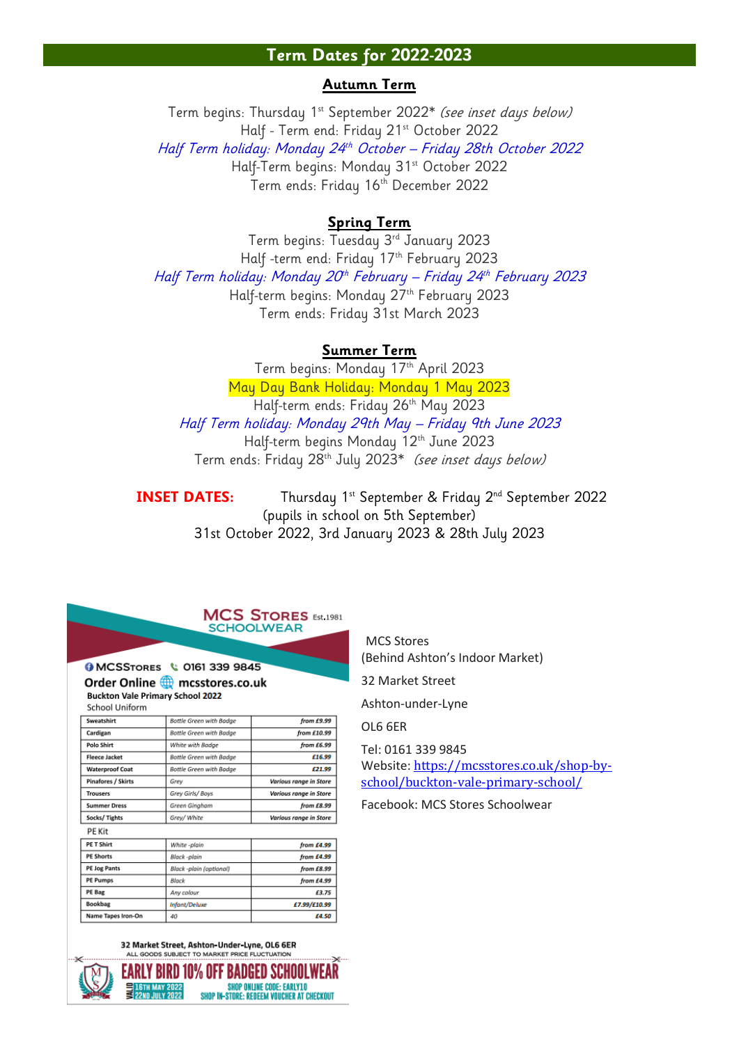# Term Dates for 2022-2023

## Autumn Term

Term begins: Thursday 1st September 2022* *(see inset days below)*
Half - Term end: Friday 21st October 2022
*Half Term holiday: Monday 24th October – Friday 28th October 2022*
Half-Term begins: Monday 31st October 2022
Term ends: Friday 16th December 2022

## Spring Term

Term begins: Tuesday 3rd January 2023
Half -term end: Friday 17th February 2023
*Half Term holiday: Monday 20th February – Friday 24th February 2023*
Half-term begins: Monday 27th February 2023
Term ends: Friday 31st March 2023

## Summer Term

Term begins: Monday 17th April 2023
May Day Bank Holiday: Monday 1 May 2023
Half-term ends: Friday 26th May 2023
*Half Term holiday: Monday 29th May – Friday 9th June 2023*
Half-term begins Monday 12th June 2023
Term ends: Friday 28th July 2023* *(see inset days below)*

**INSET DATES:** Thursday 1st September & Friday 2nd September 2022
(pupils in school on 5th September)
31st October 2022, 3rd January 2023 & 28th July 2023

**MCS STORES** Est.1981
**SCHOOLWEAR**

MCSStores 0161 339 9845
**Order Online** mcsstores.co.uk
**Buckton Vale Primary School 2022**
School Uniform

| | | |
|---|---|---|
| Sweatshirt | Bottle Green with Badge | from £9.99 |
| Cardigan | Bottle Green with Badge | from £10.99 |
| Polo Shirt | White with Badge | from £6.99 |
| Fleece Jacket | Bottle Green with Badge | £16.99 |
| Waterproof Coat | Bottle Green with Badge | £21.99 |
| Pinafores / Skirts | Grey | Various range in Store |
| Trousers | Grey Girls/ Boys | Various range in Store |
| Summer Dress | Green Gingham | from £8.99 |
| Socks/ Tights | Grey/ White | Various range in Store |

PE Kit

| | | |
|---|---|---|
| PE T Shirt | White -plain | from £4.99 |
| PE Shorts | Black -plain | from £4.99 |
| PE Jog Pants | Black -plain (optional) | from £8.99 |
| PE Pumps | Black | from £4.99 |
| PE Bag | Any colour | £3.75 |
| Bookbag | Infant/Deluxe | £7.99/£10.99 |
| Name Tapes Iron-On | 40 | £4.50 |

32 Market Street, Ashton-Under-Lyne, OL6 6ER
ALL GOODS SUBJECT TO MARKET PRICE FLUCTUATION

**EARLY BIRD 10% OFF BADGED SCHOOLWEAR**
VALID 16TH MAY 2022 – 22ND JULY 2022
SHOP ONLINE CODE: EARLY10
SHOP IN-STORE: REDEEM VOUCHER AT CHECKOUT

MCS Stores
(Behind Ashton's Indoor Market)

32 Market Street

Ashton-under-Lyne

OL6 6ER

Tel: 0161 339 9845
Website: https://mcsstores.co.uk/shop-by-school/buckton-vale-primary-school/

Facebook: MCS Stores Schoolwear